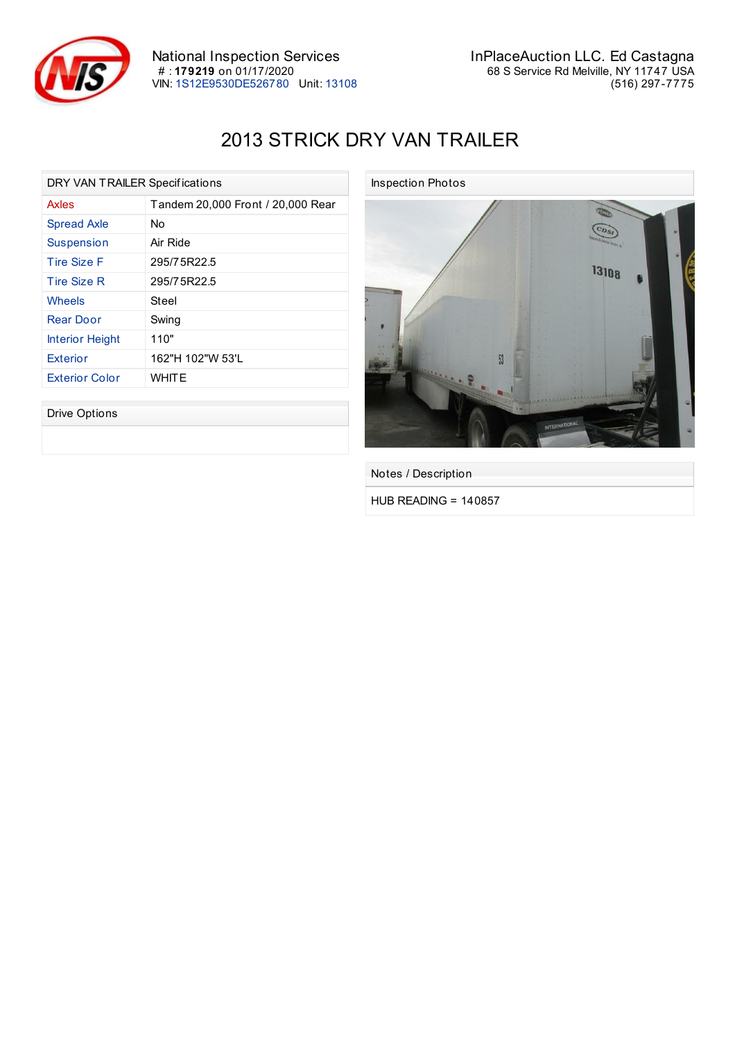National Inspection Services
# : **179219** on 01/17/2020
VIN: 1S12E9530DE526780   Unit: 13108

InPlaceAuction LLC. Ed Castagna
68 S Service Rd Melville, NY 11747 USA
(516) 297-7775

# 2013 STRICK DRY VAN TRAILER

| DRY VAN TRAILER Specifications | |
|---|---|
| Axles | Tandem 20,000 Front / 20,000 Rear |
| Spread Axle | No |
| Suspension | Air Ride |
| Tire Size F | 295/75R22.5 |
| Tire Size R | 295/75R22.5 |
| Wheels | Steel |
| Rear Door | Swing |
| Interior Height | 110" |
| Exterior | 162"H 102"W 53'L |
| Exterior Color | WHITE |

## Drive Options

## Inspection Photos

## Notes / Description

HUB READING = 140857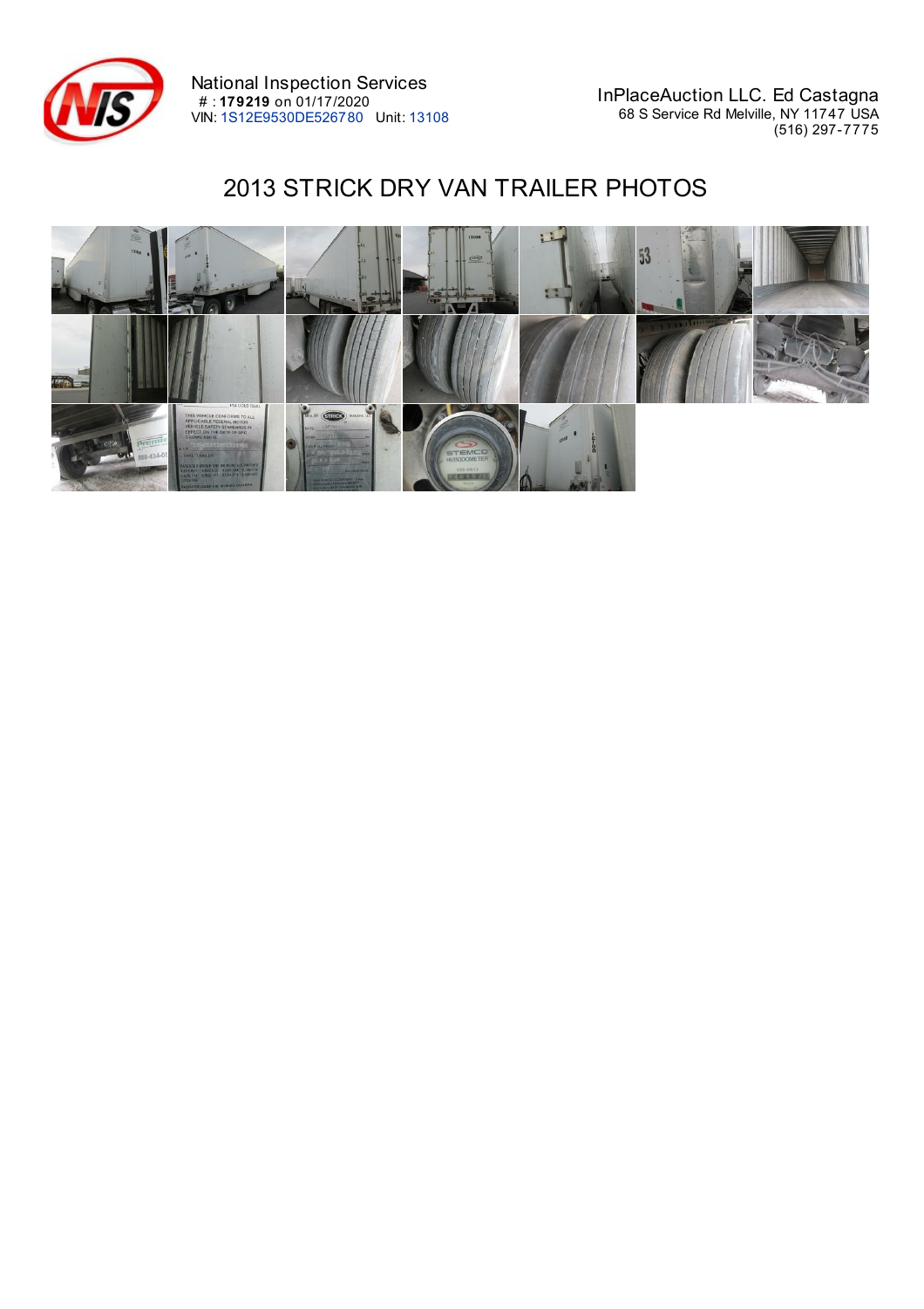National Inspection Services
#: **179219** on 01/17/2020
VIN: 1S12E9530DE526780 Unit: 13108

InPlaceAuction LLC. Ed Castagna
68 S Service Rd Melville, NY 11747 USA
(516) 297-7775

# 2013 STRICK DRY VAN TRAILER PHOTOS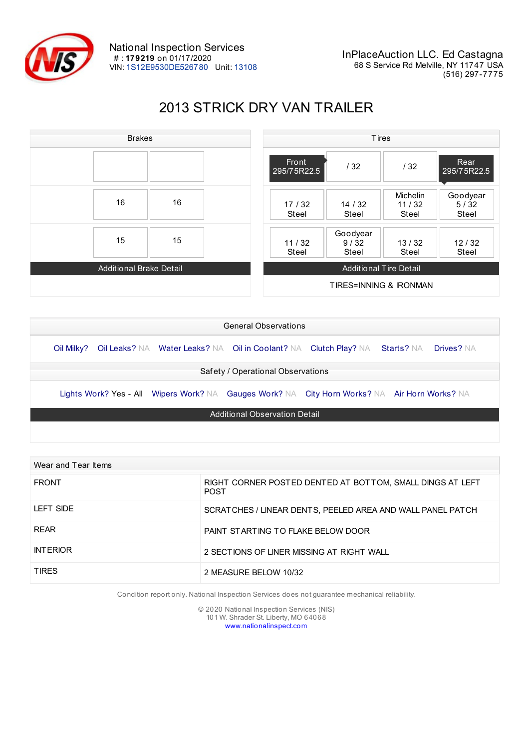National Inspection Services
# : **179219** on 01/17/2020
VIN: 1S12E9530DE526780 Unit: 13108

InPlaceAuction LLC. Ed Castagna
68 S Service Rd Melville, NY 11747 USA
(516) 297-7775

# 2013 STRICK DRY VAN TRAILER

## Brakes

| | |
|---|---|
| | |
| 16 | 16 |
| 15 | 15 |

**Additional Brake Detail**

## Tires

| Front 295/75R22.5 | / 32 | / 32 | Rear 295/75R22.5 |
|---|---|---|---|
| 17 / 32 Steel | 14 / 32 Steel | Michelin 11 / 32 Steel | Goodyear 5 / 32 Steel |
| 11 / 32 Steel | Goodyear 9 / 32 Steel | 13 / 32 Steel | 12 / 32 Steel |

**Additional Tire Detail**

TIRES=INNING & IRONMAN

## General Observations

Oil Milky? Oil Leaks? NA Water Leaks? NA Oil in Coolant? NA Clutch Play? NA Starts? NA Drives? NA

## Safety / Operational Observations

Lights Work? Yes - All Wipers Work? NA Gauges Work? NA City Horn Works? NA Air Horn Works? NA

**Additional Observation Detail**

## Wear and Tear Items

| | |
|---|---|
| FRONT | RIGHT CORNER POSTED DENTED AT BOTTOM, SMALL DINGS AT LEFT POST |
| LEFT SIDE | SCRATCHES / LINEAR DENTS, PEELED AREA AND WALL PANEL PATCH |
| REAR | PAINT STARTING TO FLAKE BELOW DOOR |
| INTERIOR | 2 SECTIONS OF LINER MISSING AT RIGHT WALL |
| TIRES | 2 MEASURE BELOW 10/32 |

Condition report only. National Inspection Services does not guarantee mechanical reliability.

© 2020 National Inspection Services (NIS)
101 W. Shrader St. Liberty, MO 64068
www.nationalinspect.com